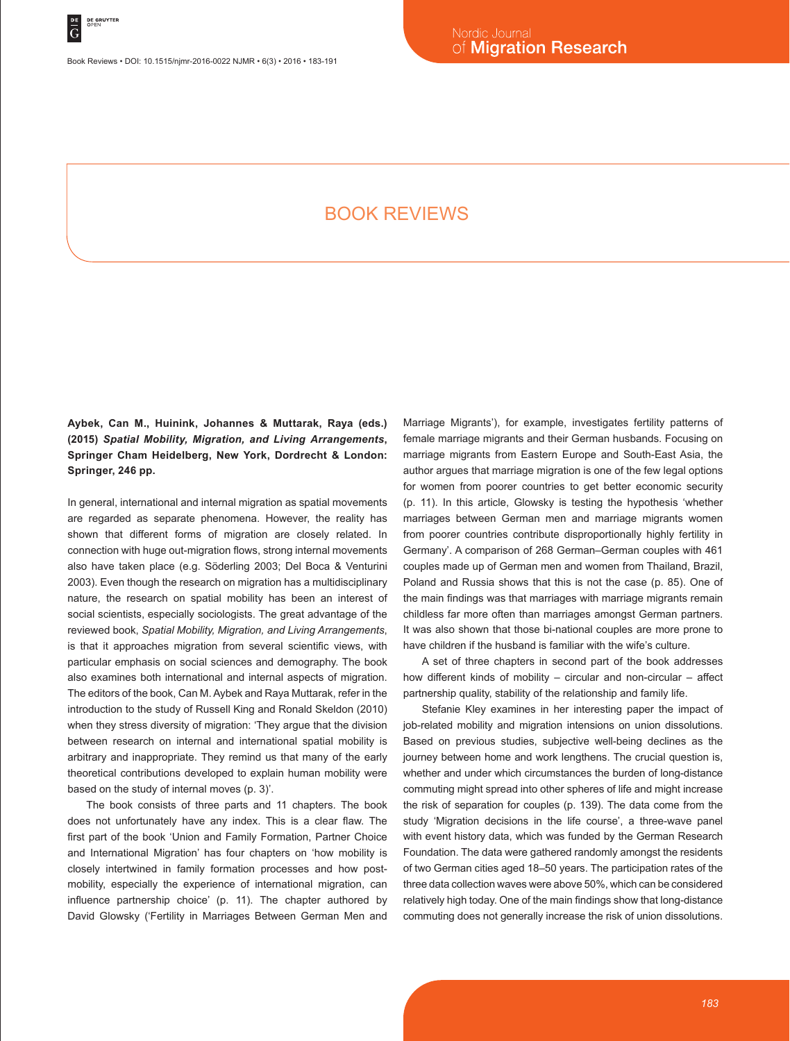# BOOK REVIEWS

**Aybek, Can M., Huinink, Johannes & Muttarak, Raya (eds.) (2015) *Spatial Mobility, Migration, and Living Arrangements*, Springer Cham Heidelberg, New York, Dordrecht & London: Springer, 246 pp.**

In general, international and internal migration as spatial movements are regarded as separate phenomena. However, the reality has shown that different forms of migration are closely related. In connection with huge out-migration flows, strong internal movements also have taken place (e.g. Söderling 2003; Del Boca & Venturini 2003). Even though the research on migration has a multidisciplinary nature, the research on spatial mobility has been an interest of social scientists, especially sociologists. The great advantage of the reviewed book, *Spatial Mobility, Migration, and Living Arrangements*, is that it approaches migration from several scientific views, with particular emphasis on social sciences and demography. The book also examines both international and internal aspects of migration. The editors of the book, Can M. Aybek and Raya Muttarak, refer in the introduction to the study of Russell King and Ronald Skeldon (2010) when they stress diversity of migration: 'They argue that the division between research on internal and international spatial mobility is arbitrary and inappropriate. They remind us that many of the early theoretical contributions developed to explain human mobility were based on the study of internal moves (p. 3)'.

The book consists of three parts and 11 chapters. The book does not unfortunately have any index. This is a clear flaw. The first part of the book 'Union and Family Formation, Partner Choice and International Migration' has four chapters on 'how mobility is closely intertwined in family formation processes and how post-mobility, especially the experience of international migration, can influence partnership choice' (p. 11). The chapter authored by David Glowsky ('Fertility in Marriages Between German Men and Marriage Migrants'), for example, investigates fertility patterns of female marriage migrants and their German husbands. Focusing on marriage migrants from Eastern Europe and South-East Asia, the author argues that marriage migration is one of the few legal options for women from poorer countries to get better economic security (p. 11). In this article, Glowsky is testing the hypothesis 'whether marriages between German men and marriage migrants women from poorer countries contribute disproportionally highly fertility in Germany'. A comparison of 268 German–German couples with 461 couples made up of German men and women from Thailand, Brazil, Poland and Russia shows that this is not the case (p. 85). One of the main findings was that marriages with marriage migrants remain childless far more often than marriages amongst German partners. It was also shown that those bi-national couples are more prone to have children if the husband is familiar with the wife's culture.

A set of three chapters in second part of the book addresses how different kinds of mobility – circular and non-circular – affect partnership quality, stability of the relationship and family life.

Stefanie Kley examines in her interesting paper the impact of job-related mobility and migration intensions on union dissolutions. Based on previous studies, subjective well-being declines as the journey between home and work lengthens. The crucial question is, whether and under which circumstances the burden of long-distance commuting might spread into other spheres of life and might increase the risk of separation for couples (p. 139). The data come from the study 'Migration decisions in the life course', a three-wave panel with event history data, which was funded by the German Research Foundation. The data were gathered randomly amongst the residents of two German cities aged 18–50 years. The participation rates of the three data collection waves were above 50%, which can be considered relatively high today. One of the main findings show that long-distance commuting does not generally increase the risk of union dissolutions.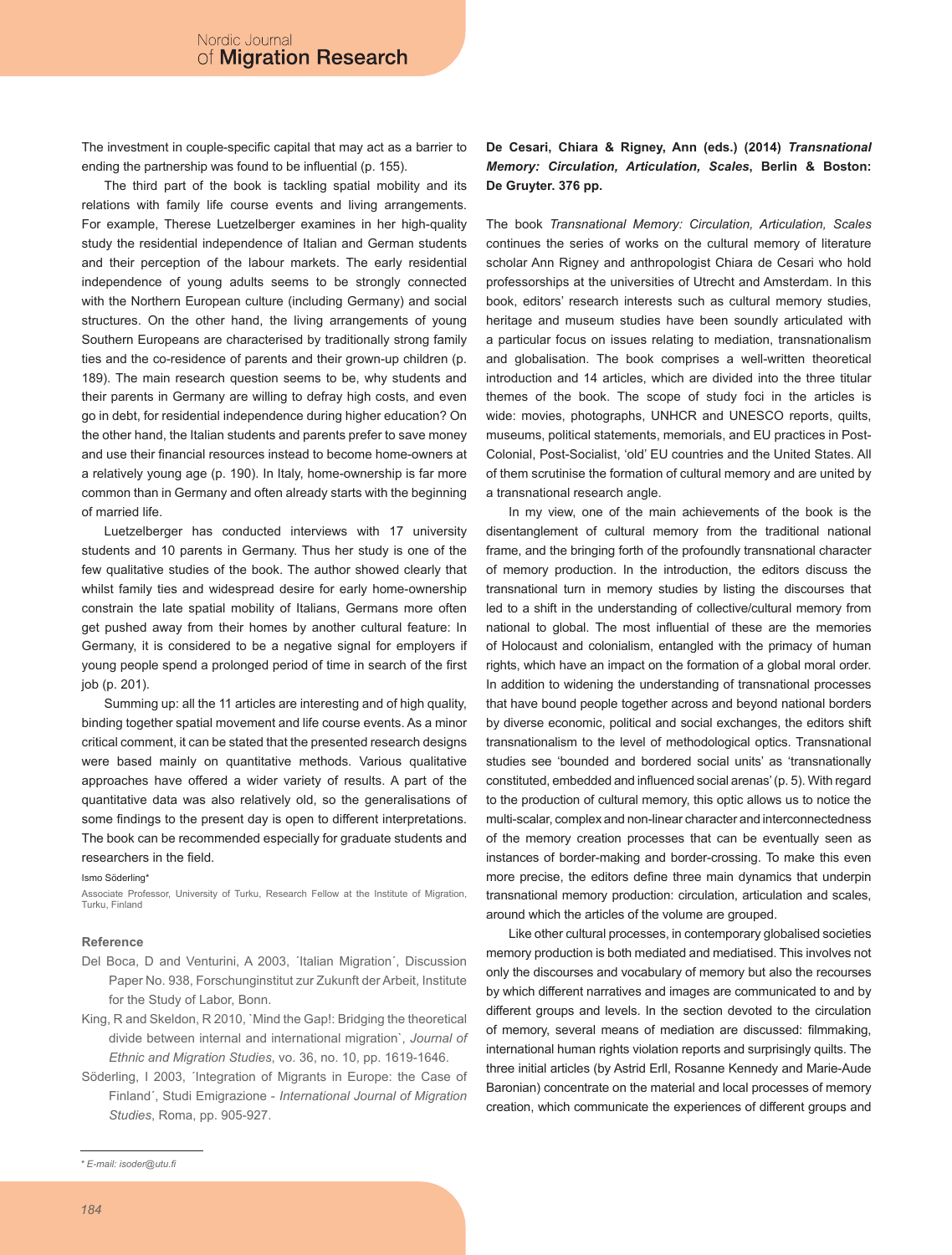The investment in couple-specific capital that may act as a barrier to ending the partnership was found to be influential (p. 155).

The third part of the book is tackling spatial mobility and its relations with family life course events and living arrangements. For example, Therese Luetzelberger examines in her high-quality study the residential independence of Italian and German students and their perception of the labour markets. The early residential independence of young adults seems to be strongly connected with the Northern European culture (including Germany) and social structures. On the other hand, the living arrangements of young Southern Europeans are characterised by traditionally strong family ties and the co-residence of parents and their grown-up children (p. 189). The main research question seems to be, why students and their parents in Germany are willing to defray high costs, and even go in debt, for residential independence during higher education? On the other hand, the Italian students and parents prefer to save money and use their financial resources instead to become home-owners at a relatively young age (p. 190). In Italy, home-ownership is far more common than in Germany and often already starts with the beginning of married life.

Luetzelberger has conducted interviews with 17 university students and 10 parents in Germany. Thus her study is one of the few qualitative studies of the book. The author showed clearly that whilst family ties and widespread desire for early home-ownership constrain the late spatial mobility of Italians, Germans more often get pushed away from their homes by another cultural feature: In Germany, it is considered to be a negative signal for employers if young people spend a prolonged period of time in search of the first job (p. 201).

Summing up: all the 11 articles are interesting and of high quality, binding together spatial movement and life course events. As a minor critical comment, it can be stated that the presented research designs were based mainly on quantitative methods. Various qualitative approaches have offered a wider variety of results. A part of the quantitative data was also relatively old, so the generalisations of some findings to the present day is open to different interpretations. The book can be recommended especially for graduate students and researchers in the field.

Ismo Söderling*

Associate Professor, University of Turku, Research Fellow at the Institute of Migration, Turku, Finland

### Reference

Del Boca, D and Venturini, A 2003, ´Italian Migration´, Discussion Paper No. 938, Forschunginstitut zur Zukunft der Arbeit, Institute for the Study of Labor, Bonn.

King, R and Skeldon, R 2010, `Mind the Gap!: Bridging the theoretical divide between internal and international migration`, *Journal of Ethnic and Migration Studies*, vo. 36, no. 10, pp. 1619-1646.

Söderling, I 2003, ´Integration of Migrants in Europe: the Case of Finland´, Studi Emigrazione - *International Journal of Migration Studies*, Roma, pp. 905-927.

\* E-mail: isoder@utu.fi

**De Cesari, Chiara & Rigney, Ann (eds.) (2014) *Transnational Memory: Circulation, Articulation, Scales*, Berlin & Boston: De Gruyter. 376 pp.**

The book *Transnational Memory: Circulation, Articulation, Scales* continues the series of works on the cultural memory of literature scholar Ann Rigney and anthropologist Chiara de Cesari who hold professorships at the universities of Utrecht and Amsterdam. In this book, editors' research interests such as cultural memory studies, heritage and museum studies have been soundly articulated with a particular focus on issues relating to mediation, transnationalism and globalisation. The book comprises a well-written theoretical introduction and 14 articles, which are divided into the three titular themes of the book. The scope of study foci in the articles is wide: movies, photographs, UNHCR and UNESCO reports, quilts, museums, political statements, memorials, and EU practices in Post-Colonial, Post-Socialist, 'old' EU countries and the United States. All of them scrutinise the formation of cultural memory and are united by a transnational research angle.

In my view, one of the main achievements of the book is the disentanglement of cultural memory from the traditional national frame, and the bringing forth of the profoundly transnational character of memory production. In the introduction, the editors discuss the transnational turn in memory studies by listing the discourses that led to a shift in the understanding of collective/cultural memory from national to global. The most influential of these are the memories of Holocaust and colonialism, entangled with the primacy of human rights, which have an impact on the formation of a global moral order. In addition to widening the understanding of transnational processes that have bound people together across and beyond national borders by diverse economic, political and social exchanges, the editors shift transnationalism to the level of methodological optics. Transnational studies see 'bounded and bordered social units' as 'transnationally constituted, embedded and influenced social arenas' (p. 5). With regard to the production of cultural memory, this optic allows us to notice the multi-scalar, complex and non-linear character and interconnectedness of the memory creation processes that can be eventually seen as instances of border-making and border-crossing. To make this even more precise, the editors define three main dynamics that underpin transnational memory production: circulation, articulation and scales, around which the articles of the volume are grouped.

Like other cultural processes, in contemporary globalised societies memory production is both mediated and mediatised. This involves not only the discourses and vocabulary of memory but also the recourses by which different narratives and images are communicated to and by different groups and levels. In the section devoted to the circulation of memory, several means of mediation are discussed: filmmaking, international human rights violation reports and surprisingly quilts. The three initial articles (by Astrid Erll, Rosanne Kennedy and Marie-Aude Baronian) concentrate on the material and local processes of memory creation, which communicate the experiences of different groups and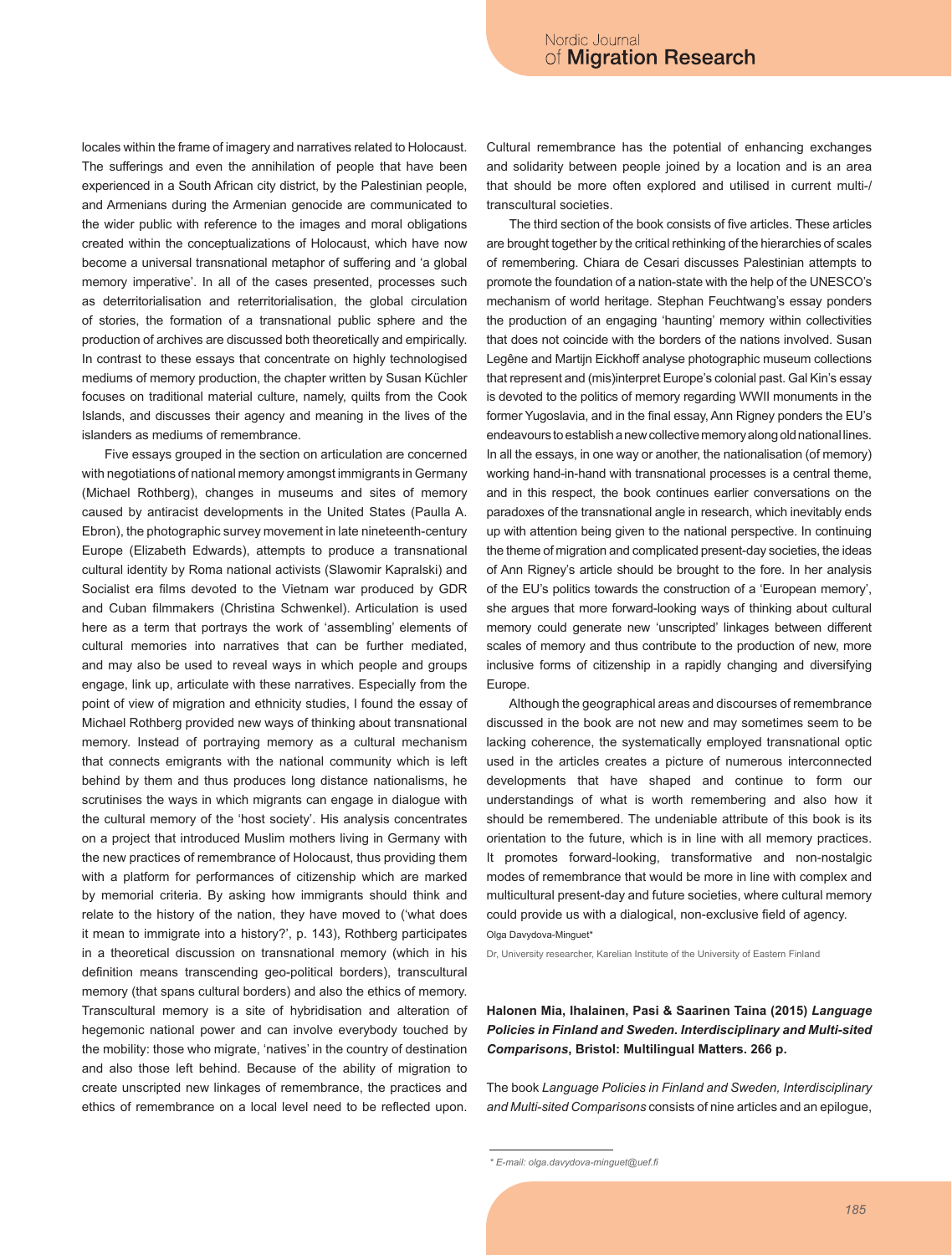locales within the frame of imagery and narratives related to Holocaust. The sufferings and even the annihilation of people that have been experienced in a South African city district, by the Palestinian people, and Armenians during the Armenian genocide are communicated to the wider public with reference to the images and moral obligations created within the conceptualizations of Holocaust, which have now become a universal transnational metaphor of suffering and 'a global memory imperative'. In all of the cases presented, processes such as deterritorialisation and reterritorialisation, the global circulation of stories, the formation of a transnational public sphere and the production of archives are discussed both theoretically and empirically. In contrast to these essays that concentrate on highly technologised mediums of memory production, the chapter written by Susan Küchler focuses on traditional material culture, namely, quilts from the Cook Islands, and discusses their agency and meaning in the lives of the islanders as mediums of remembrance.

Five essays grouped in the section on articulation are concerned with negotiations of national memory amongst immigrants in Germany (Michael Rothberg), changes in museums and sites of memory caused by antiracist developments in the United States (Paulla A. Ebron), the photographic survey movement in late nineteenth-century Europe (Elizabeth Edwards), attempts to produce a transnational cultural identity by Roma national activists (Slawomir Kapralski) and Socialist era films devoted to the Vietnam war produced by GDR and Cuban filmmakers (Christina Schwenkel). Articulation is used here as a term that portrays the work of 'assembling' elements of cultural memories into narratives that can be further mediated, and may also be used to reveal ways in which people and groups engage, link up, articulate with these narratives. Especially from the point of view of migration and ethnicity studies, I found the essay of Michael Rothberg provided new ways of thinking about transnational memory. Instead of portraying memory as a cultural mechanism that connects emigrants with the national community which is left behind by them and thus produces long distance nationalisms, he scrutinises the ways in which migrants can engage in dialogue with the cultural memory of the 'host society'. His analysis concentrates on a project that introduced Muslim mothers living in Germany with the new practices of remembrance of Holocaust, thus providing them with a platform for performances of citizenship which are marked by memorial criteria. By asking how immigrants should think and relate to the history of the nation, they have moved to ('what does it mean to immigrate into a history?', p. 143), Rothberg participates in a theoretical discussion on transnational memory (which in his definition means transcending geo-political borders), transcultural memory (that spans cultural borders) and also the ethics of memory. Transcultural memory is a site of hybridisation and alteration of hegemonic national power and can involve everybody touched by the mobility: those who migrate, 'natives' in the country of destination and also those left behind. Because of the ability of migration to create unscripted new linkages of remembrance, the practices and ethics of remembrance on a local level need to be reflected upon. Cultural remembrance has the potential of enhancing exchanges and solidarity between people joined by a location and is an area that should be more often explored and utilised in current multi-/transcultural societies.

The third section of the book consists of five articles. These articles are brought together by the critical rethinking of the hierarchies of scales of remembering. Chiara de Cesari discusses Palestinian attempts to promote the foundation of a nation-state with the help of the UNESCO's mechanism of world heritage. Stephan Feuchtwang's essay ponders the production of an engaging 'haunting' memory within collectivities that does not coincide with the borders of the nations involved. Susan Legêne and Martijn Eickhoff analyse photographic museum collections that represent and (mis)interpret Europe's colonial past. Gal Kin's essay is devoted to the politics of memory regarding WWII monuments in the former Yugoslavia, and in the final essay, Ann Rigney ponders the EU's endeavours to establish a new collective memory along old national lines. In all the essays, in one way or another, the nationalisation (of memory) working hand-in-hand with transnational processes is a central theme, and in this respect, the book continues earlier conversations on the paradoxes of the transnational angle in research, which inevitably ends up with attention being given to the national perspective. In continuing the theme of migration and complicated present-day societies, the ideas of Ann Rigney's article should be brought to the fore. In her analysis of the EU's politics towards the construction of a 'European memory', she argues that more forward-looking ways of thinking about cultural memory could generate new 'unscripted' linkages between different scales of memory and thus contribute to the production of new, more inclusive forms of citizenship in a rapidly changing and diversifying Europe.

Although the geographical areas and discourses of remembrance discussed in the book are not new and may sometimes seem to be lacking coherence, the systematically employed transnational optic used in the articles creates a picture of numerous interconnected developments that have shaped and continue to form our understandings of what is worth remembering and also how it should be remembered. The undeniable attribute of this book is its orientation to the future, which is in line with all memory practices. It promotes forward-looking, transformative and non-nostalgic modes of remembrance that would be more in line with complex and multicultural present-day and future societies, where cultural memory could provide us with a dialogical, non-exclusive field of agency.

Olga Davydova-Minguet*

Dr, University researcher, Karelian Institute of the University of Eastern Finland

**Halonen Mia, Ihalainen, Pasi & Saarinen Taina (2015) *Language Policies in Finland and Sweden. Interdisciplinary and Multi-sited Comparisons*, Bristol: Multilingual Matters. 266 p.**

The book *Language Policies in Finland and Sweden, Interdisciplinary and Multi-sited Comparisons* consists of nine articles and an epilogue,

\* E-mail: olga.davydova-minguet@uef.fi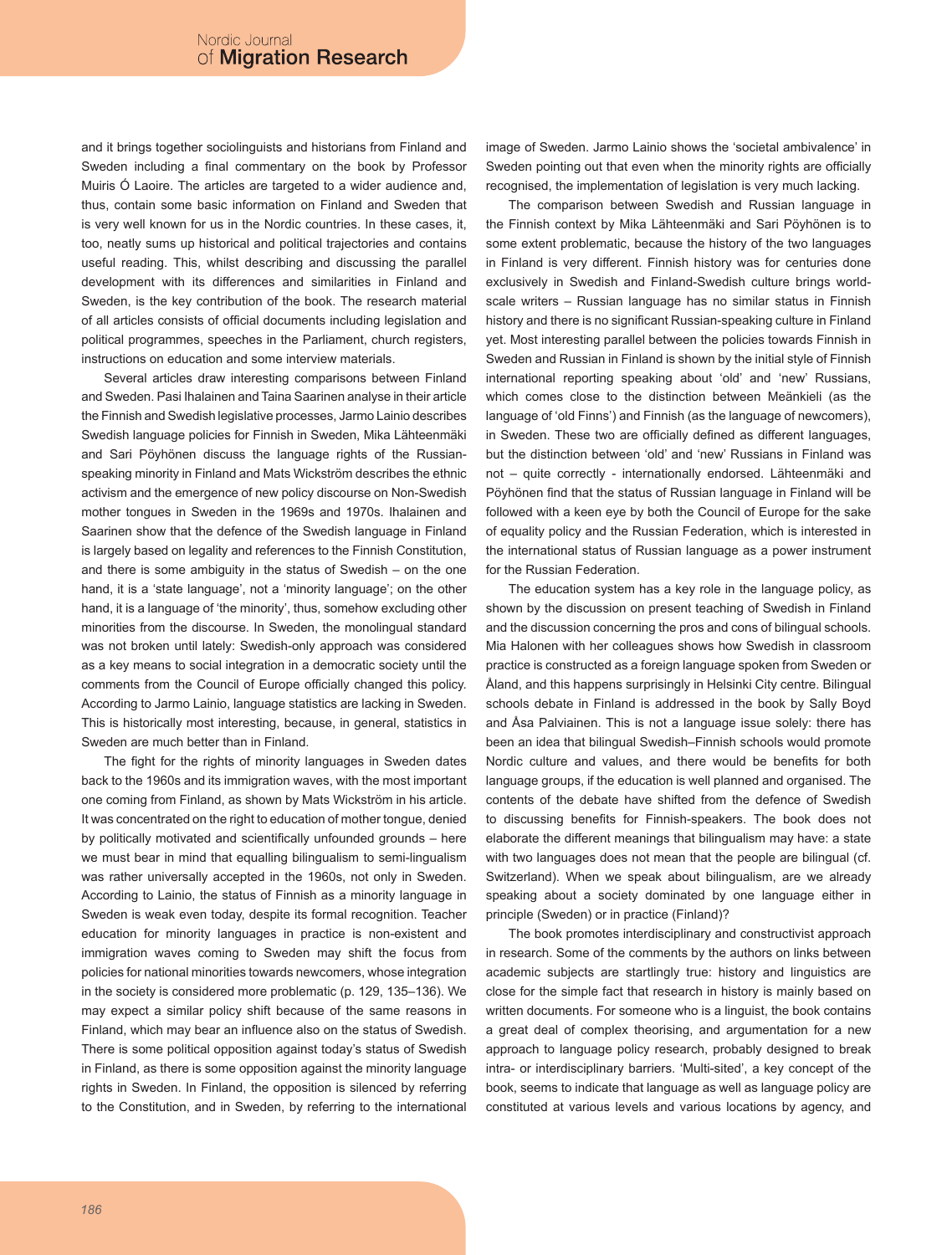and it brings together sociolinguists and historians from Finland and Sweden including a final commentary on the book by Professor Muiris Ó Laoire. The articles are targeted to a wider audience and, thus, contain some basic information on Finland and Sweden that is very well known for us in the Nordic countries. In these cases, it, too, neatly sums up historical and political trajectories and contains useful reading. This, whilst describing and discussing the parallel development with its differences and similarities in Finland and Sweden, is the key contribution of the book. The research material of all articles consists of official documents including legislation and political programmes, speeches in the Parliament, church registers, instructions on education and some interview materials.

Several articles draw interesting comparisons between Finland and Sweden. Pasi Ihalainen and Taina Saarinen analyse in their article the Finnish and Swedish legislative processes, Jarmo Lainio describes Swedish language policies for Finnish in Sweden, Mika Lähteenmäki and Sari Pöyhönen discuss the language rights of the Russian-speaking minority in Finland and Mats Wickström describes the ethnic activism and the emergence of new policy discourse on Non-Swedish mother tongues in Sweden in the 1969s and 1970s. Ihalainen and Saarinen show that the defence of the Swedish language in Finland is largely based on legality and references to the Finnish Constitution, and there is some ambiguity in the status of Swedish – on the one hand, it is a 'state language', not a 'minority language'; on the other hand, it is a language of 'the minority', thus, somehow excluding other minorities from the discourse. In Sweden, the monolingual standard was not broken until lately: Swedish-only approach was considered as a key means to social integration in a democratic society until the comments from the Council of Europe officially changed this policy. According to Jarmo Lainio, language statistics are lacking in Sweden. This is historically most interesting, because, in general, statistics in Sweden are much better than in Finland.

The fight for the rights of minority languages in Sweden dates back to the 1960s and its immigration waves, with the most important one coming from Finland, as shown by Mats Wickström in his article. It was concentrated on the right to education of mother tongue, denied by politically motivated and scientifically unfounded grounds – here we must bear in mind that equalling bilingualism to semi-lingualism was rather universally accepted in the 1960s, not only in Sweden. According to Lainio, the status of Finnish as a minority language in Sweden is weak even today, despite its formal recognition. Teacher education for minority languages in practice is non-existent and immigration waves coming to Sweden may shift the focus from policies for national minorities towards newcomers, whose integration in the society is considered more problematic (p. 129, 135–136). We may expect a similar policy shift because of the same reasons in Finland, which may bear an influence also on the status of Swedish. There is some political opposition against today's status of Swedish in Finland, as there is some opposition against the minority language rights in Sweden. In Finland, the opposition is silenced by referring to the Constitution, and in Sweden, by referring to the international image of Sweden. Jarmo Lainio shows the 'societal ambivalence' in Sweden pointing out that even when the minority rights are officially recognised, the implementation of legislation is very much lacking.

The comparison between Swedish and Russian language in the Finnish context by Mika Lähteenmäki and Sari Pöyhönen is to some extent problematic, because the history of the two languages in Finland is very different. Finnish history was for centuries done exclusively in Swedish and Finland-Swedish culture brings world-scale writers – Russian language has no similar status in Finnish history and there is no significant Russian-speaking culture in Finland yet. Most interesting parallel between the policies towards Finnish in Sweden and Russian in Finland is shown by the initial style of Finnish international reporting speaking about 'old' and 'new' Russians, which comes close to the distinction between Meänkieli (as the language of 'old Finns') and Finnish (as the language of newcomers), in Sweden. These two are officially defined as different languages, but the distinction between 'old' and 'new' Russians in Finland was not – quite correctly - internationally endorsed. Lähteenmäki and Pöyhönen find that the status of Russian language in Finland will be followed with a keen eye by both the Council of Europe for the sake of equality policy and the Russian Federation, which is interested in the international status of Russian language as a power instrument for the Russian Federation.

The education system has a key role in the language policy, as shown by the discussion on present teaching of Swedish in Finland and the discussion concerning the pros and cons of bilingual schools. Mia Halonen with her colleagues shows how Swedish in classroom practice is constructed as a foreign language spoken from Sweden or Åland, and this happens surprisingly in Helsinki City centre. Bilingual schools debate in Finland is addressed in the book by Sally Boyd and Åsa Palviainen. This is not a language issue solely: there has been an idea that bilingual Swedish–Finnish schools would promote Nordic culture and values, and there would be benefits for both language groups, if the education is well planned and organised. The contents of the debate have shifted from the defence of Swedish to discussing benefits for Finnish-speakers. The book does not elaborate the different meanings that bilingualism may have: a state with two languages does not mean that the people are bilingual (cf. Switzerland). When we speak about bilingualism, are we already speaking about a society dominated by one language either in principle (Sweden) or in practice (Finland)?

The book promotes interdisciplinary and constructivist approach in research. Some of the comments by the authors on links between academic subjects are startlingly true: history and linguistics are close for the simple fact that research in history is mainly based on written documents. For someone who is a linguist, the book contains a great deal of complex theorising, and argumentation for a new approach to language policy research, probably designed to break intra- or interdisciplinary barriers. 'Multi-sited', a key concept of the book, seems to indicate that language as well as language policy are constituted at various levels and various locations by agency, and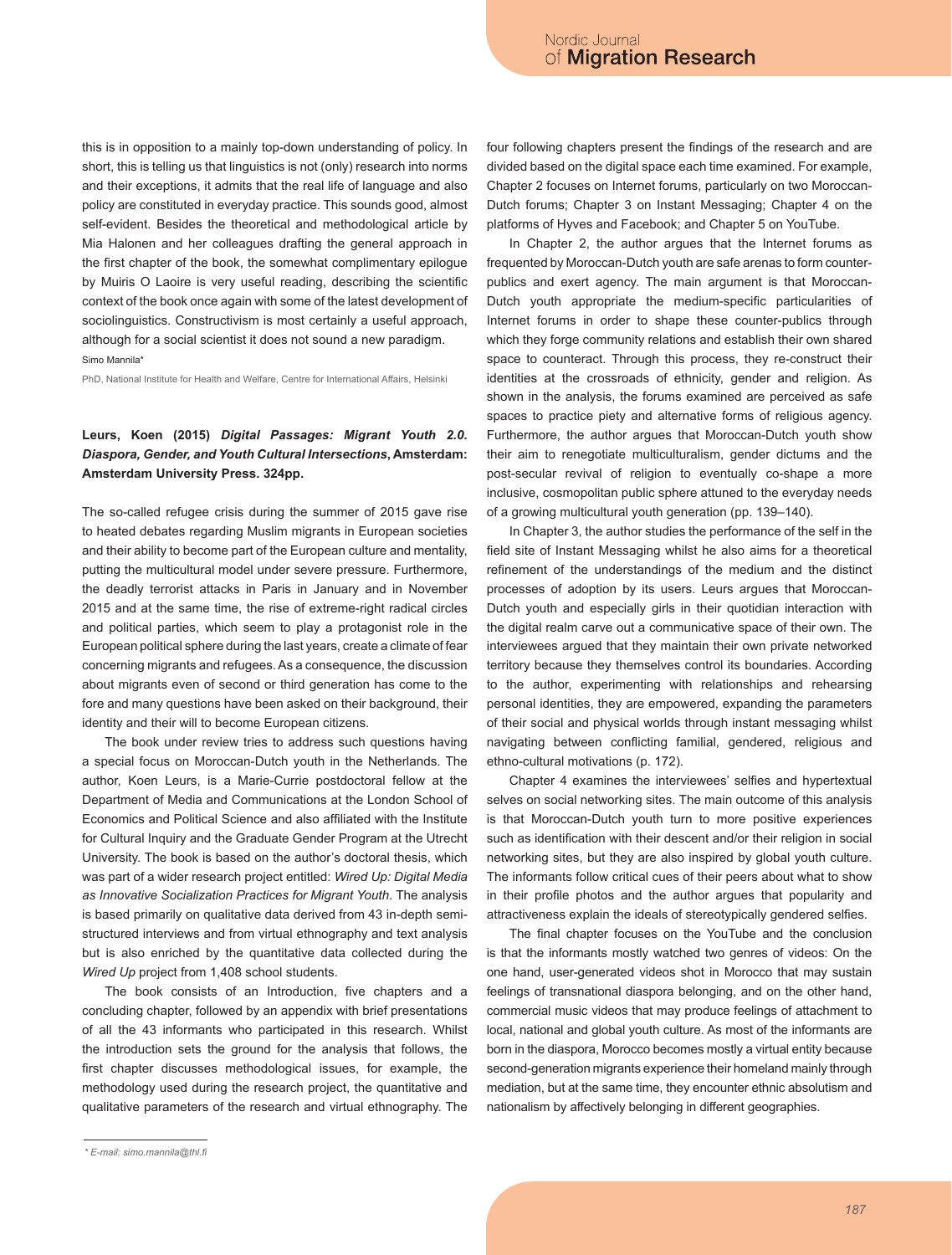this is in opposition to a mainly top-down understanding of policy. In short, this is telling us that linguistics is not (only) research into norms and their exceptions, it admits that the real life of language and also policy are constituted in everyday practice. This sounds good, almost self-evident. Besides the theoretical and methodological article by Mia Halonen and her colleagues drafting the general approach in the first chapter of the book, the somewhat complimentary epilogue by Muiris O Laoire is very useful reading, describing the scientific context of the book once again with some of the latest development of sociolinguistics. Constructivism is most certainly a useful approach, although for a social scientist it does not sound a new paradigm.

Simo Mannila*

PhD, National Institute for Health and Welfare, Centre for International Affairs, Helsinki

**Leurs, Koen (2015) *Digital Passages: Migrant Youth 2.0. Diaspora, Gender, and Youth Cultural Intersections*, Amsterdam: Amsterdam University Press. 324pp.**

The so-called refugee crisis during the summer of 2015 gave rise to heated debates regarding Muslim migrants in European societies and their ability to become part of the European culture and mentality, putting the multicultural model under severe pressure. Furthermore, the deadly terrorist attacks in Paris in January and in November 2015 and at the same time, the rise of extreme-right radical circles and political parties, which seem to play a protagonist role in the European political sphere during the last years, create a climate of fear concerning migrants and refugees. As a consequence, the discussion about migrants even of second or third generation has come to the fore and many questions have been asked on their background, their identity and their will to become European citizens.

The book under review tries to address such questions having a special focus on Moroccan-Dutch youth in the Netherlands. The author, Koen Leurs, is a Marie-Currie postdoctoral fellow at the Department of Media and Communications at the London School of Economics and Political Science and also affiliated with the Institute for Cultural Inquiry and the Graduate Gender Program at the Utrecht University. The book is based on the author's doctoral thesis, which was part of a wider research project entitled: *Wired Up: Digital Media as Innovative Socialization Practices for Migrant Youth*. The analysis is based primarily on qualitative data derived from 43 in-depth semi-structured interviews and from virtual ethnography and text analysis but is also enriched by the quantitative data collected during the *Wired Up* project from 1,408 school students.

The book consists of an Introduction, five chapters and a concluding chapter, followed by an appendix with brief presentations of all the 43 informants who participated in this research. Whilst the introduction sets the ground for the analysis that follows, the first chapter discusses methodological issues, for example, the methodology used during the research project, the quantitative and qualitative parameters of the research and virtual ethnography. The four following chapters present the findings of the research and are divided based on the digital space each time examined. For example, Chapter 2 focuses on Internet forums, particularly on two Moroccan-Dutch forums; Chapter 3 on Instant Messaging; Chapter 4 on the platforms of Hyves and Facebook; and Chapter 5 on YouTube.

In Chapter 2, the author argues that the Internet forums as frequented by Moroccan-Dutch youth are safe arenas to form counter-publics and exert agency. The main argument is that Moroccan-Dutch youth appropriate the medium-specific particularities of Internet forums in order to shape these counter-publics through which they forge community relations and establish their own shared space to counteract. Through this process, they re-construct their identities at the crossroads of ethnicity, gender and religion. As shown in the analysis, the forums examined are perceived as safe spaces to practice piety and alternative forms of religious agency. Furthermore, the author argues that Moroccan-Dutch youth show their aim to renegotiate multiculturalism, gender dictums and the post-secular revival of religion to eventually co-shape a more inclusive, cosmopolitan public sphere attuned to the everyday needs of a growing multicultural youth generation (pp. 139–140).

In Chapter 3, the author studies the performance of the self in the field site of Instant Messaging whilst he also aims for a theoretical refinement of the understandings of the medium and the distinct processes of adoption by its users. Leurs argues that Moroccan-Dutch youth and especially girls in their quotidian interaction with the digital realm carve out a communicative space of their own. The interviewees argued that they maintain their own private networked territory because they themselves control its boundaries. According to the author, experimenting with relationships and rehearsing personal identities, they are empowered, expanding the parameters of their social and physical worlds through instant messaging whilst navigating between conflicting familial, gendered, religious and ethno-cultural motivations (p. 172).

Chapter 4 examines the interviewees' selfies and hypertextual selves on social networking sites. The main outcome of this analysis is that Moroccan-Dutch youth turn to more positive experiences such as identification with their descent and/or their religion in social networking sites, but they are also inspired by global youth culture. The informants follow critical cues of their peers about what to show in their profile photos and the author argues that popularity and attractiveness explain the ideals of stereotypically gendered selfies.

The final chapter focuses on the YouTube and the conclusion is that the informants mostly watched two genres of videos: On the one hand, user-generated videos shot in Morocco that may sustain feelings of transnational diaspora belonging, and on the other hand, commercial music videos that may produce feelings of attachment to local, national and global youth culture. As most of the informants are born in the diaspora, Morocco becomes mostly a virtual entity because second-generation migrants experience their homeland mainly through mediation, but at the same time, they encounter ethnic absolutism and nationalism by affectively belonging in different geographies.

* E-mail: simo.mannila@thl.fi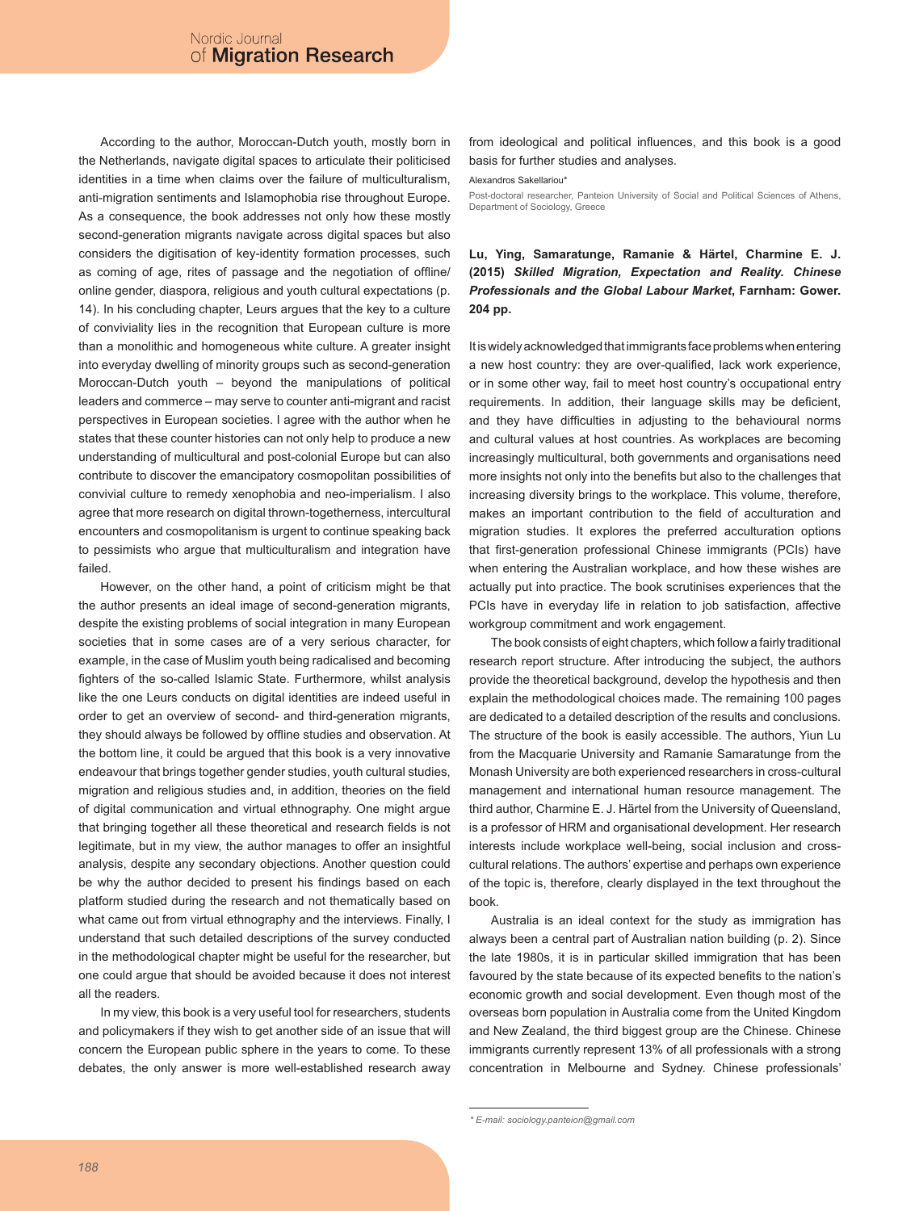According to the author, Moroccan-Dutch youth, mostly born in the Netherlands, navigate digital spaces to articulate their politicised identities in a time when claims over the failure of multiculturalism, anti-migration sentiments and Islamophobia rise throughout Europe. As a consequence, the book addresses not only how these mostly second-generation migrants navigate across digital spaces but also considers the digitisation of key-identity formation processes, such as coming of age, rites of passage and the negotiation of offline/online gender, diaspora, religious and youth cultural expectations (p. 14). In his concluding chapter, Leurs argues that the key to a culture of conviviality lies in the recognition that European culture is more than a monolithic and homogeneous white culture. A greater insight into everyday dwelling of minority groups such as second-generation Moroccan-Dutch youth – beyond the manipulations of political leaders and commerce – may serve to counter anti-migrant and racist perspectives in European societies. I agree with the author when he states that these counter histories can not only help to produce a new understanding of multicultural and post-colonial Europe but can also contribute to discover the emancipatory cosmopolitan possibilities of convivial culture to remedy xenophobia and neo-imperialism. I also agree that more research on digital thrown-togetherness, intercultural encounters and cosmopolitanism is urgent to continue speaking back to pessimists who argue that multiculturalism and integration have failed.

However, on the other hand, a point of criticism might be that the author presents an ideal image of second-generation migrants, despite the existing problems of social integration in many European societies that in some cases are of a very serious character, for example, in the case of Muslim youth being radicalised and becoming fighters of the so-called Islamic State. Furthermore, whilst analysis like the one Leurs conducts on digital identities are indeed useful in order to get an overview of second- and third-generation migrants, they should always be followed by offline studies and observation. At the bottom line, it could be argued that this book is a very innovative endeavour that brings together gender studies, youth cultural studies, migration and religious studies and, in addition, theories on the field of digital communication and virtual ethnography. One might argue that bringing together all these theoretical and research fields is not legitimate, but in my view, the author manages to offer an insightful analysis, despite any secondary objections. Another question could be why the author decided to present his findings based on each platform studied during the research and not thematically based on what came out from virtual ethnography and the interviews. Finally, I understand that such detailed descriptions of the survey conducted in the methodological chapter might be useful for the researcher, but one could argue that should be avoided because it does not interest all the readers.

In my view, this book is a very useful tool for researchers, students and policymakers if they wish to get another side of an issue that will concern the European public sphere in the years to come. To these debates, the only answer is more well-established research away from ideological and political influences, and this book is a good basis for further studies and analyses.

Alexandros Sakellariou*

Post-doctoral researcher, Panteion University of Social and Political Sciences of Athens, Department of Sociology, Greece

**Lu, Ying, Samaratunge, Ramanie & Härtel, Charmine E. J. (2015) *Skilled Migration, Expectation and Reality. Chinese Professionals and the Global Labour Market*, Farnham: Gower. 204 pp.**

It is widely acknowledged that immigrants face problems when entering a new host country: they are over-qualified, lack work experience, or in some other way, fail to meet host country's occupational entry requirements. In addition, their language skills may be deficient, and they have difficulties in adjusting to the behavioural norms and cultural values at host countries. As workplaces are becoming increasingly multicultural, both governments and organisations need more insights not only into the benefits but also to the challenges that increasing diversity brings to the workplace. This volume, therefore, makes an important contribution to the field of acculturation and migration studies. It explores the preferred acculturation options that first-generation professional Chinese immigrants (PCIs) have when entering the Australian workplace, and how these wishes are actually put into practice. The book scrutinises experiences that the PCIs have in everyday life in relation to job satisfaction, affective workgroup commitment and work engagement.

The book consists of eight chapters, which follow a fairly traditional research report structure. After introducing the subject, the authors provide the theoretical background, develop the hypothesis and then explain the methodological choices made. The remaining 100 pages are dedicated to a detailed description of the results and conclusions. The structure of the book is easily accessible. The authors, Yiun Lu from the Macquarie University and Ramanie Samaratunge from the Monash University are both experienced researchers in cross-cultural management and international human resource management. The third author, Charmine E. J. Härtel from the University of Queensland, is a professor of HRM and organisational development. Her research interests include workplace well-being, social inclusion and cross-cultural relations. The authors' expertise and perhaps own experience of the topic is, therefore, clearly displayed in the text throughout the book.

Australia is an ideal context for the study as immigration has always been a central part of Australian nation building (p. 2). Since the late 1980s, it is in particular skilled immigration that has been favoured by the state because of its expected benefits to the nation's economic growth and social development. Even though most of the overseas born population in Australia come from the United Kingdom and New Zealand, the third biggest group are the Chinese. Chinese immigrants currently represent 13% of all professionals with a strong concentration in Melbourne and Sydney. Chinese professionals'

\* E-mail: sociology.panteion@gmail.com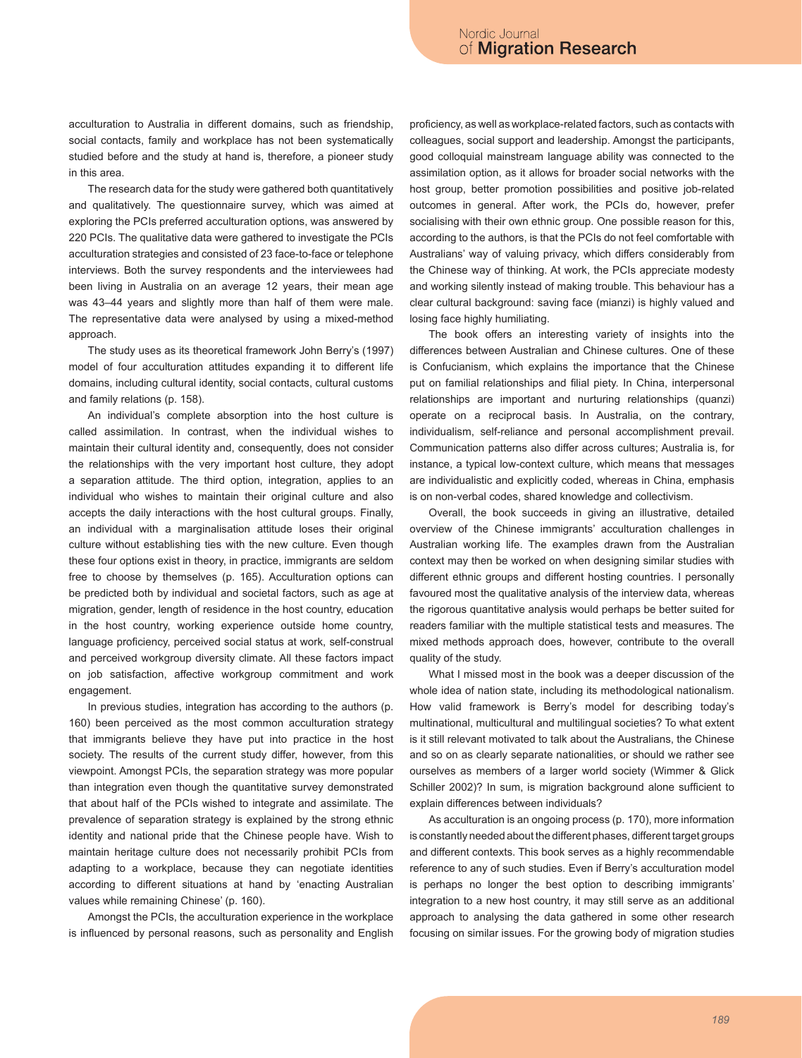acculturation to Australia in different domains, such as friendship, social contacts, family and workplace has not been systematically studied before and the study at hand is, therefore, a pioneer study in this area.

The research data for the study were gathered both quantitatively and qualitatively. The questionnaire survey, which was aimed at exploring the PCIs preferred acculturation options, was answered by 220 PCIs. The qualitative data were gathered to investigate the PCIs acculturation strategies and consisted of 23 face-to-face or telephone interviews. Both the survey respondents and the interviewees had been living in Australia on an average 12 years, their mean age was 43–44 years and slightly more than half of them were male. The representative data were analysed by using a mixed-method approach.

The study uses as its theoretical framework John Berry's (1997) model of four acculturation attitudes expanding it to different life domains, including cultural identity, social contacts, cultural customs and family relations (p. 158).

An individual's complete absorption into the host culture is called assimilation. In contrast, when the individual wishes to maintain their cultural identity and, consequently, does not consider the relationships with the very important host culture, they adopt a separation attitude. The third option, integration, applies to an individual who wishes to maintain their original culture and also accepts the daily interactions with the host cultural groups. Finally, an individual with a marginalisation attitude loses their original culture without establishing ties with the new culture. Even though these four options exist in theory, in practice, immigrants are seldom free to choose by themselves (p. 165). Acculturation options can be predicted both by individual and societal factors, such as age at migration, gender, length of residence in the host country, education in the host country, working experience outside home country, language proficiency, perceived social status at work, self-construal and perceived workgroup diversity climate. All these factors impact on job satisfaction, affective workgroup commitment and work engagement.

In previous studies, integration has according to the authors (p. 160) been perceived as the most common acculturation strategy that immigrants believe they have put into practice in the host society. The results of the current study differ, however, from this viewpoint. Amongst PCIs, the separation strategy was more popular than integration even though the quantitative survey demonstrated that about half of the PCIs wished to integrate and assimilate. The prevalence of separation strategy is explained by the strong ethnic identity and national pride that the Chinese people have. Wish to maintain heritage culture does not necessarily prohibit PCIs from adapting to a workplace, because they can negotiate identities according to different situations at hand by 'enacting Australian values while remaining Chinese' (p. 160).

Amongst the PCIs, the acculturation experience in the workplace is influenced by personal reasons, such as personality and English proficiency, as well as workplace-related factors, such as contacts with colleagues, social support and leadership. Amongst the participants, good colloquial mainstream language ability was connected to the assimilation option, as it allows for broader social networks with the host group, better promotion possibilities and positive job-related outcomes in general. After work, the PCIs do, however, prefer socialising with their own ethnic group. One possible reason for this, according to the authors, is that the PCIs do not feel comfortable with Australians' way of valuing privacy, which differs considerably from the Chinese way of thinking. At work, the PCIs appreciate modesty and working silently instead of making trouble. This behaviour has a clear cultural background: saving face (mianzi) is highly valued and losing face highly humiliating.

The book offers an interesting variety of insights into the differences between Australian and Chinese cultures. One of these is Confucianism, which explains the importance that the Chinese put on familial relationships and filial piety. In China, interpersonal relationships are important and nurturing relationships (quanzi) operate on a reciprocal basis. In Australia, on the contrary, individualism, self-reliance and personal accomplishment prevail. Communication patterns also differ across cultures; Australia is, for instance, a typical low-context culture, which means that messages are individualistic and explicitly coded, whereas in China, emphasis is on non-verbal codes, shared knowledge and collectivism.

Overall, the book succeeds in giving an illustrative, detailed overview of the Chinese immigrants' acculturation challenges in Australian working life. The examples drawn from the Australian context may then be worked on when designing similar studies with different ethnic groups and different hosting countries. I personally favoured most the qualitative analysis of the interview data, whereas the rigorous quantitative analysis would perhaps be better suited for readers familiar with the multiple statistical tests and measures. The mixed methods approach does, however, contribute to the overall quality of the study.

What I missed most in the book was a deeper discussion of the whole idea of nation state, including its methodological nationalism. How valid framework is Berry's model for describing today's multinational, multicultural and multilingual societies? To what extent is it still relevant motivated to talk about the Australians, the Chinese and so on as clearly separate nationalities, or should we rather see ourselves as members of a larger world society (Wimmer & Glick Schiller 2002)? In sum, is migration background alone sufficient to explain differences between individuals?

As acculturation is an ongoing process (p. 170), more information is constantly needed about the different phases, different target groups and different contexts. This book serves as a highly recommendable reference to any of such studies. Even if Berry's acculturation model is perhaps no longer the best option to describing immigrants' integration to a new host country, it may still serve as an additional approach to analysing the data gathered in some other research focusing on similar issues. For the growing body of migration studies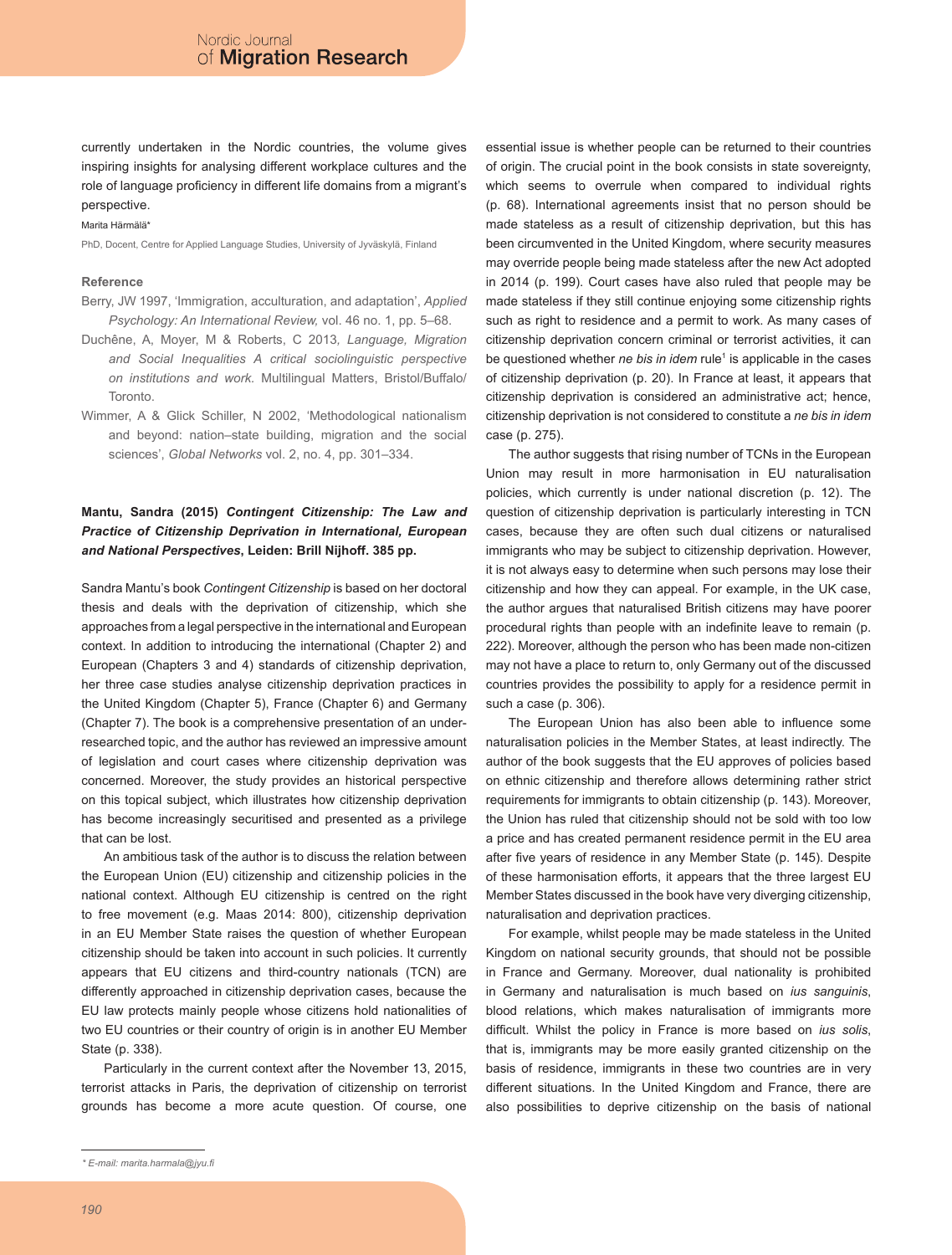currently undertaken in the Nordic countries, the volume gives inspiring insights for analysing different workplace cultures and the role of language proficiency in different life domains from a migrant's perspective.

Marita Härmälä*

PhD, Docent, Centre for Applied Language Studies, University of Jyväskylä, Finland

### Reference

Berry, JW 1997, 'Immigration, acculturation, and adaptation', *Applied Psychology: An International Review,* vol. 46 no. 1, pp. 5–68.

Duchêne, A, Moyer, M & Roberts, C 2013, *Language, Migration and Social Inequalities A critical sociolinguistic perspective on institutions and work.* Multilingual Matters, Bristol/Buffalo/Toronto.

Wimmer, A & Glick Schiller, N 2002, 'Methodological nationalism and beyond: nation–state building, migration and the social sciences', *Global Networks* vol. 2, no. 4, pp. 301–334.

### Mantu, Sandra (2015) *Contingent Citizenship: The Law and Practice of Citizenship Deprivation in International, European and National Perspectives*, Leiden: Brill Nijhoff. 385 pp.

Sandra Mantu's book *Contingent Citizenship* is based on her doctoral thesis and deals with the deprivation of citizenship, which she approaches from a legal perspective in the international and European context. In addition to introducing the international (Chapter 2) and European (Chapters 3 and 4) standards of citizenship deprivation, her three case studies analyse citizenship deprivation practices in the United Kingdom (Chapter 5), France (Chapter 6) and Germany (Chapter 7). The book is a comprehensive presentation of an under-researched topic, and the author has reviewed an impressive amount of legislation and court cases where citizenship deprivation was concerned. Moreover, the study provides an historical perspective on this topical subject, which illustrates how citizenship deprivation has become increasingly securitised and presented as a privilege that can be lost.

An ambitious task of the author is to discuss the relation between the European Union (EU) citizenship and citizenship policies in the national context. Although EU citizenship is centred on the right to free movement (e.g. Maas 2014: 800), citizenship deprivation in an EU Member State raises the question of whether European citizenship should be taken into account in such policies. It currently appears that EU citizens and third-country nationals (TCN) are differently approached in citizenship deprivation cases, because the EU law protects mainly people whose citizens hold nationalities of two EU countries or their country of origin is in another EU Member State (p. 338).

Particularly in the current context after the November 13, 2015, terrorist attacks in Paris, the deprivation of citizenship on terrorist grounds has become a more acute question. Of course, one essential issue is whether people can be returned to their countries of origin. The crucial point in the book consists in state sovereignty, which seems to overrule when compared to individual rights (p. 68). International agreements insist that no person should be made stateless as a result of citizenship deprivation, but this has been circumvented in the United Kingdom, where security measures may override people being made stateless after the new Act adopted in 2014 (p. 199). Court cases have also ruled that people may be made stateless if they still continue enjoying some citizenship rights such as right to residence and a permit to work. As many cases of citizenship deprivation concern criminal or terrorist activities, it can be questioned whether *ne bis in idem* rule[1] is applicable in the cases of citizenship deprivation (p. 20). In France at least, it appears that citizenship deprivation is considered an administrative act; hence, citizenship deprivation is not considered to constitute a *ne bis in idem* case (p. 275).

The author suggests that rising number of TCNs in the European Union may result in more harmonisation in EU naturalisation policies, which currently is under national discretion (p. 12). The question of citizenship deprivation is particularly interesting in TCN cases, because they are often such dual citizens or naturalised immigrants who may be subject to citizenship deprivation. However, it is not always easy to determine when such persons may lose their citizenship and how they can appeal. For example, in the UK case, the author argues that naturalised British citizens may have poorer procedural rights than people with an indefinite leave to remain (p. 222). Moreover, although the person who has been made non-citizen may not have a place to return to, only Germany out of the discussed countries provides the possibility to apply for a residence permit in such a case (p. 306).

The European Union has also been able to influence some naturalisation policies in the Member States, at least indirectly. The author of the book suggests that the EU approves of policies based on ethnic citizenship and therefore allows determining rather strict requirements for immigrants to obtain citizenship (p. 143). Moreover, the Union has ruled that citizenship should not be sold with too low a price and has created permanent residence permit in the EU area after five years of residence in any Member State (p. 145). Despite of these harmonisation efforts, it appears that the three largest EU Member States discussed in the book have very diverging citizenship, naturalisation and deprivation practices.

For example, whilst people may be made stateless in the United Kingdom on national security grounds, that should not be possible in France and Germany. Moreover, dual nationality is prohibited in Germany and naturalisation is much based on *ius sanguinis*, blood relations, which makes naturalisation of immigrants more difficult. Whilst the policy in France is more based on *ius solis*, that is, immigrants may be more easily granted citizenship on the basis of residence, immigrants in these two countries are in very different situations. In the United Kingdom and France, there are also possibilities to deprive citizenship on the basis of national

\* *E-mail: marita.harmala@jyu.fi*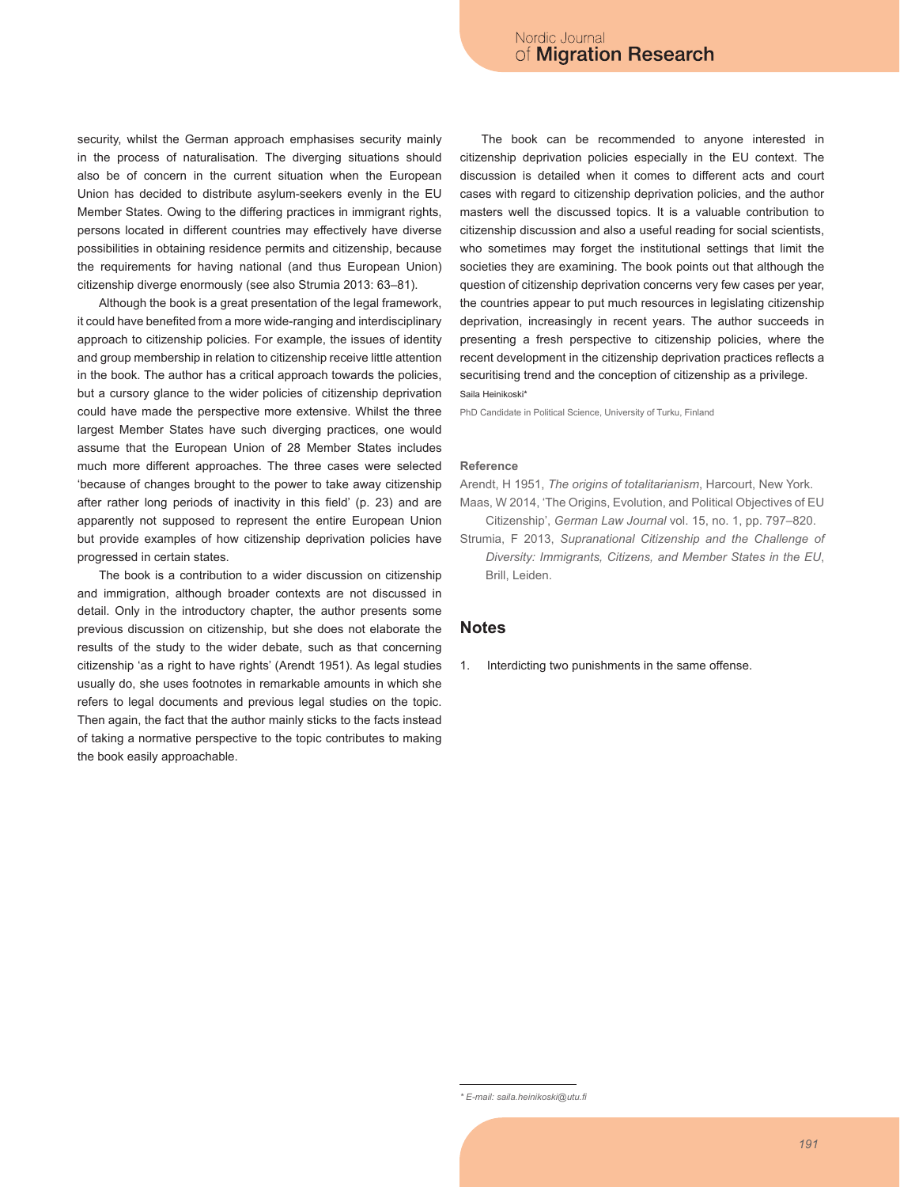security, whilst the German approach emphasises security mainly in the process of naturalisation. The diverging situations should also be of concern in the current situation when the European Union has decided to distribute asylum-seekers evenly in the EU Member States. Owing to the differing practices in immigrant rights, persons located in different countries may effectively have diverse possibilities in obtaining residence permits and citizenship, because the requirements for having national (and thus European Union) citizenship diverge enormously (see also Strumia 2013: 63–81).

Although the book is a great presentation of the legal framework, it could have benefited from a more wide-ranging and interdisciplinary approach to citizenship policies. For example, the issues of identity and group membership in relation to citizenship receive little attention in the book. The author has a critical approach towards the policies, but a cursory glance to the wider policies of citizenship deprivation could have made the perspective more extensive. Whilst the three largest Member States have such diverging practices, one would assume that the European Union of 28 Member States includes much more different approaches. The three cases were selected 'because of changes brought to the power to take away citizenship after rather long periods of inactivity in this field' (p. 23) and are apparently not supposed to represent the entire European Union but provide examples of how citizenship deprivation policies have progressed in certain states.

The book is a contribution to a wider discussion on citizenship and immigration, although broader contexts are not discussed in detail. Only in the introductory chapter, the author presents some previous discussion on citizenship, but she does not elaborate the results of the study to the wider debate, such as that concerning citizenship 'as a right to have rights' (Arendt 1951). As legal studies usually do, she uses footnotes in remarkable amounts in which she refers to legal documents and previous legal studies on the topic. Then again, the fact that the author mainly sticks to the facts instead of taking a normative perspective to the topic contributes to making the book easily approachable.

The book can be recommended to anyone interested in citizenship deprivation policies especially in the EU context. The discussion is detailed when it comes to different acts and court cases with regard to citizenship deprivation policies, and the author masters well the discussed topics. It is a valuable contribution to citizenship discussion and also a useful reading for social scientists, who sometimes may forget the institutional settings that limit the societies they are examining. The book points out that although the question of citizenship deprivation concerns very few cases per year, the countries appear to put much resources in legislating citizenship deprivation, increasingly in recent years. The author succeeds in presenting a fresh perspective to citizenship policies, where the recent development in the citizenship deprivation practices reflects a securitising trend and the conception of citizenship as a privilege.

Saila Heinikoski*

PhD Candidate in Political Science, University of Turku, Finland

### Reference

Arendt, H 1951, *The origins of totalitarianism*, Harcourt, New York.

Maas, W 2014, 'The Origins, Evolution, and Political Objectives of EU Citizenship', *German Law Journal* vol. 15, no. 1, pp. 797–820.

Strumia, F 2013, *Supranational Citizenship and the Challenge of Diversity: Immigrants, Citizens, and Member States in the EU*, Brill, Leiden.

## Notes

1. Interdicting two punishments in the same offense.

\* E-mail: saila.heinikoski@utu.fi